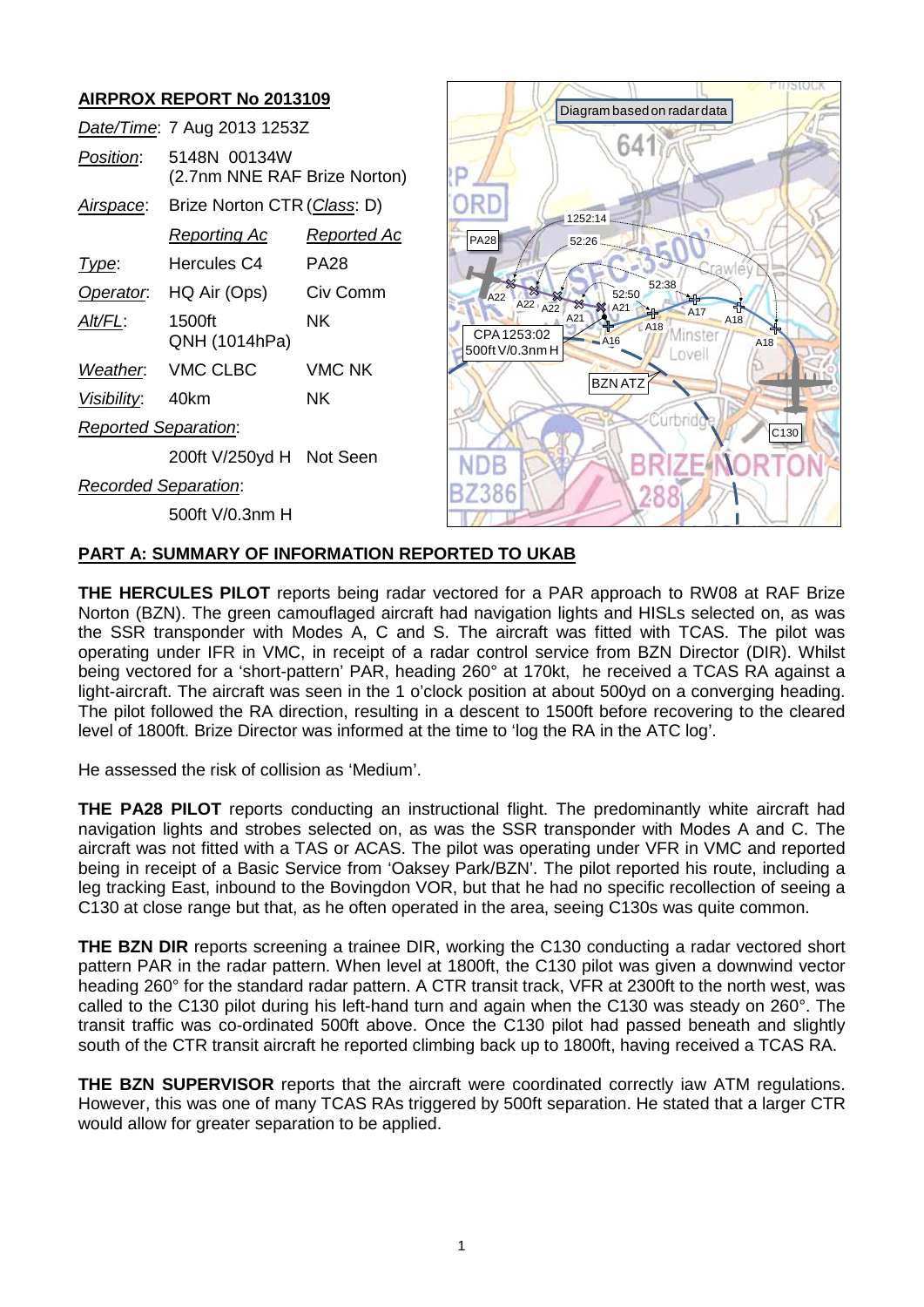## AIRPROX REPORT No 2013109

| | | |
|---|---|---|
| *Date/Time*: | 7 Aug 2013 1253Z | |
| *Position*: | 5148N 00134W (2.7nm NNE RAF Brize Norton) | |
| *Airspace*: | Brize Norton CTR (*Class*: D) | |
| | *Reporting Ac* | *Reported Ac* |
| *Type*: | Hercules C4 | PA28 |
| *Operator*: | HQ Air (Ops) | Civ Comm |
| *Alt/FL*: | 1500ft QNH (1014hPa) | NK |
| *Weather*: | VMC CLBC | VMC NK |
| *Visibility*: | 40km | NK |
| *Reported Separation*: | | |
| | 200ft V/250yd H | Not Seen |
| *Recorded Separation*: | | |
| | 500ft V/0.3nm H | |

## PART A: SUMMARY OF INFORMATION REPORTED TO UKAB

**THE HERCULES PILOT** reports being radar vectored for a PAR approach to RW08 at RAF Brize Norton (BZN). The green camouflaged aircraft had navigation lights and HISLs selected on, as was the SSR transponder with Modes A, C and S. The aircraft was fitted with TCAS. The pilot was operating under IFR in VMC, in receipt of a radar control service from BZN Director (DIR). Whilst being vectored for a 'short-pattern' PAR, heading 260° at 170kt, he received a TCAS RA against a light-aircraft. The aircraft was seen in the 1 o'clock position at about 500yd on a converging heading. The pilot followed the RA direction, resulting in a descent to 1500ft before recovering to the cleared level of 1800ft. Brize Director was informed at the time to 'log the RA in the ATC log'.

He assessed the risk of collision as 'Medium'.

**THE PA28 PILOT** reports conducting an instructional flight. The predominantly white aircraft had navigation lights and strobes selected on, as was the SSR transponder with Modes A and C. The aircraft was not fitted with a TAS or ACAS. The pilot was operating under VFR in VMC and reported being in receipt of a Basic Service from 'Oaksey Park/BZN'. The pilot reported his route, including a leg tracking East, inbound to the Bovingdon VOR, but that he had no specific recollection of seeing a C130 at close range but that, as he often operated in the area, seeing C130s was quite common.

**THE BZN DIR** reports screening a trainee DIR, working the C130 conducting a radar vectored short pattern PAR in the radar pattern. When level at 1800ft, the C130 pilot was given a downwind vector heading 260° for the standard radar pattern. A CTR transit track, VFR at 2300ft to the north west, was called to the C130 pilot during his left-hand turn and again when the C130 was steady on 260°. The transit traffic was co-ordinated 500ft above. Once the C130 pilot had passed beneath and slightly south of the CTR transit aircraft he reported climbing back up to 1800ft, having received a TCAS RA.

**THE BZN SUPERVISOR** reports that the aircraft were coordinated correctly iaw ATM regulations. However, this was one of many TCAS RAs triggered by 500ft separation. He stated that a larger CTR would allow for greater separation to be applied.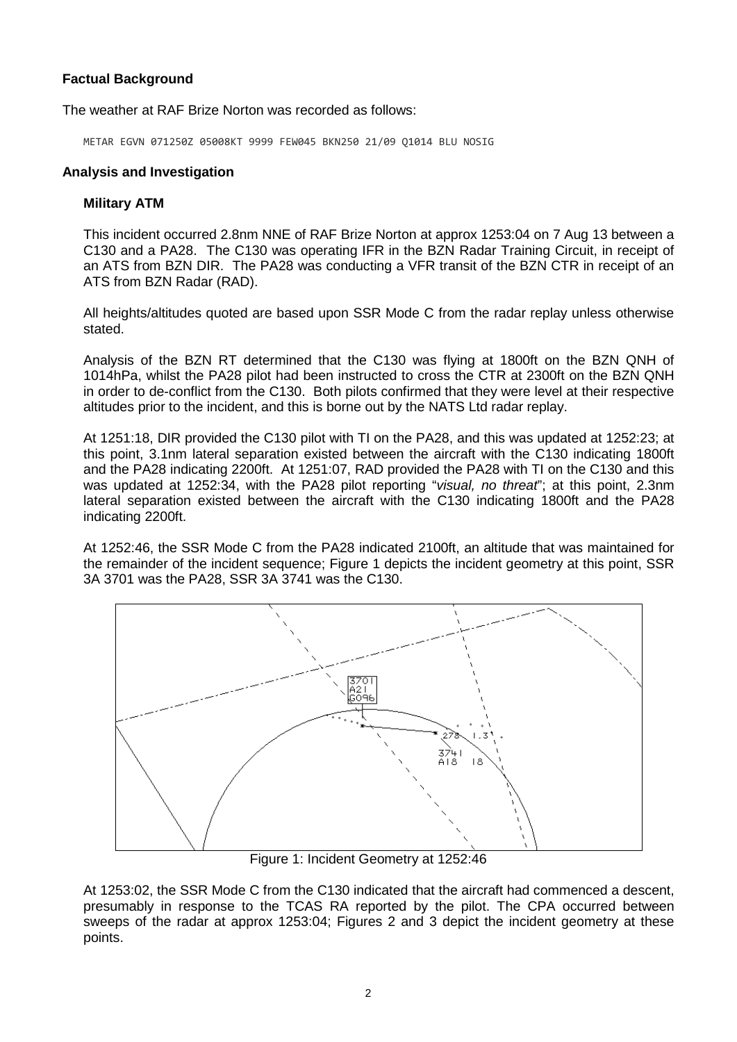**Factual Background**

The weather at RAF Brize Norton was recorded as follows:

```
METAR EGVN 071250Z 05008KT 9999 FEW045 BKN250 21/09 Q1014 BLU NOSIG
```

**Analysis and Investigation**

**Military ATM**

This incident occurred 2.8nm NNE of RAF Brize Norton at approx 1253:04 on 7 Aug 13 between a C130 and a PA28. The C130 was operating IFR in the BZN Radar Training Circuit, in receipt of an ATS from BZN DIR. The PA28 was conducting a VFR transit of the BZN CTR in receipt of an ATS from BZN Radar (RAD).

All heights/altitudes quoted are based upon SSR Mode C from the radar replay unless otherwise stated.

Analysis of the BZN RT determined that the C130 was flying at 1800ft on the BZN QNH of 1014hPa, whilst the PA28 pilot had been instructed to cross the CTR at 2300ft on the BZN QNH in order to de-conflict from the C130. Both pilots confirmed that they were level at their respective altitudes prior to the incident, and this is borne out by the NATS Ltd radar replay.

At 1251:18, DIR provided the C130 pilot with TI on the PA28, and this was updated at 1252:23; at this point, 3.1nm lateral separation existed between the aircraft with the C130 indicating 1800ft and the PA28 indicating 2200ft. At 1251:07, RAD provided the PA28 with TI on the C130 and this was updated at 1252:34, with the PA28 pilot reporting "*visual, no threat*"; at this point, 2.3nm lateral separation existed between the aircraft with the C130 indicating 1800ft and the PA28 indicating 2200ft.

At 1252:46, the SSR Mode C from the PA28 indicated 2100ft, an altitude that was maintained for the remainder of the incident sequence; Figure 1 depicts the incident geometry at this point, SSR 3A 3701 was the PA28, SSR 3A 3741 was the C130.

Figure 1: Incident Geometry at 1252:46

At 1253:02, the SSR Mode C from the C130 indicated that the aircraft had commenced a descent, presumably in response to the TCAS RA reported by the pilot. The CPA occurred between sweeps of the radar at approx 1253:04; Figures 2 and 3 depict the incident geometry at these points.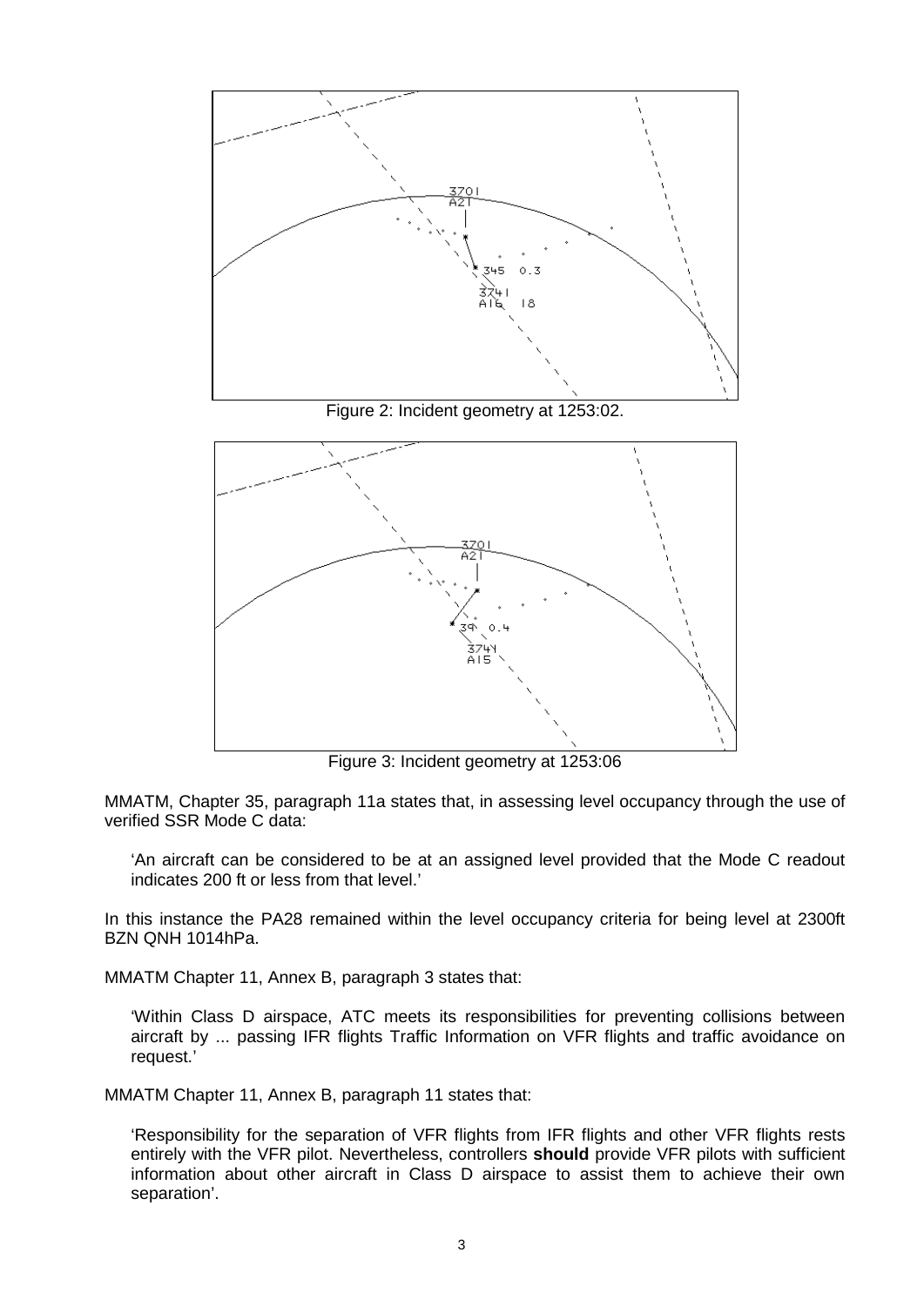Figure 2: Incident geometry at 1253:02.

Figure 3: Incident geometry at 1253:06

MMATM, Chapter 35, paragraph 11a states that, in assessing level occupancy through the use of verified SSR Mode C data:

> 'An aircraft can be considered to be at an assigned level provided that the Mode C readout indicates 200 ft or less from that level.'

In this instance the PA28 remained within the level occupancy criteria for being level at 2300ft BZN QNH 1014hPa.

MMATM Chapter 11, Annex B, paragraph 3 states that:

> 'Within Class D airspace, ATC meets its responsibilities for preventing collisions between aircraft by ... passing IFR flights Traffic Information on VFR flights and traffic avoidance on request.'

MMATM Chapter 11, Annex B, paragraph 11 states that:

> 'Responsibility for the separation of VFR flights from IFR flights and other VFR flights rests entirely with the VFR pilot. Nevertheless, controllers **should** provide VFR pilots with sufficient information about other aircraft in Class D airspace to assist them to achieve their own separation'.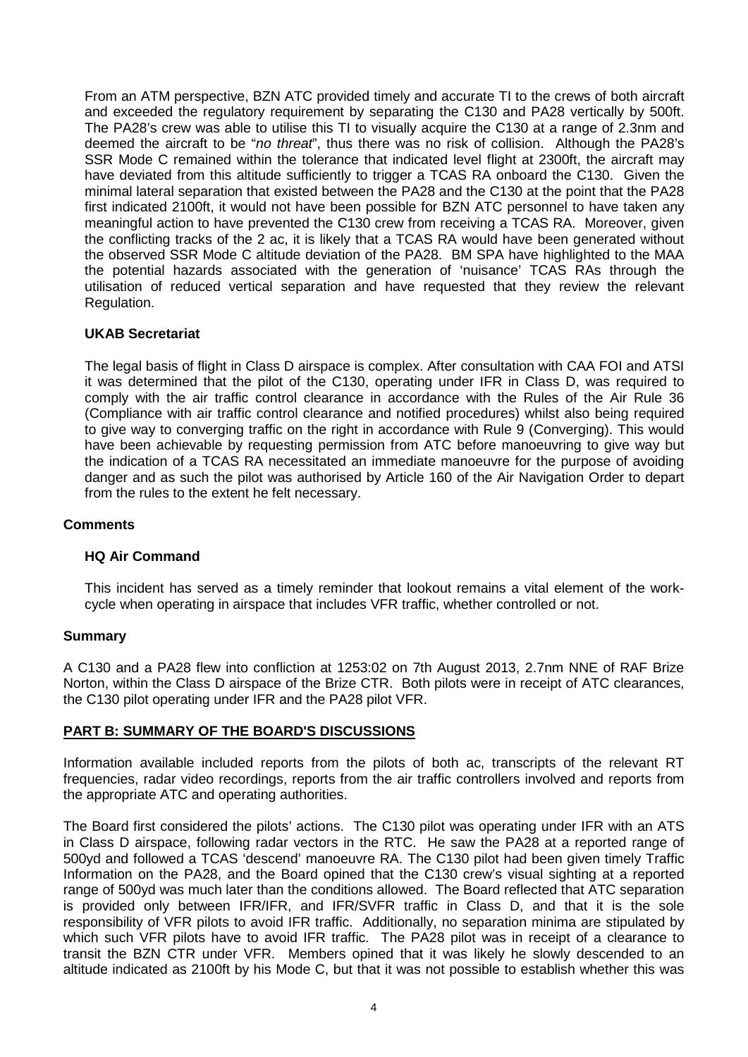From an ATM perspective, BZN ATC provided timely and accurate TI to the crews of both aircraft and exceeded the regulatory requirement by separating the C130 and PA28 vertically by 500ft. The PA28's crew was able to utilise this TI to visually acquire the C130 at a range of 2.3nm and deemed the aircraft to be "*no threat*", thus there was no risk of collision. Although the PA28's SSR Mode C remained within the tolerance that indicated level flight at 2300ft, the aircraft may have deviated from this altitude sufficiently to trigger a TCAS RA onboard the C130. Given the minimal lateral separation that existed between the PA28 and the C130 at the point that the PA28 first indicated 2100ft, it would not have been possible for BZN ATC personnel to have taken any meaningful action to have prevented the C130 crew from receiving a TCAS RA. Moreover, given the conflicting tracks of the 2 ac, it is likely that a TCAS RA would have been generated without the observed SSR Mode C altitude deviation of the PA28. BM SPA have highlighted to the MAA the potential hazards associated with the generation of 'nuisance' TCAS RAs through the utilisation of reduced vertical separation and have requested that they review the relevant Regulation.

### UKAB Secretariat

The legal basis of flight in Class D airspace is complex. After consultation with CAA FOI and ATSI it was determined that the pilot of the C130, operating under IFR in Class D, was required to comply with the air traffic control clearance in accordance with the Rules of the Air Rule 36 (Compliance with air traffic control clearance and notified procedures) whilst also being required to give way to converging traffic on the right in accordance with Rule 9 (Converging). This would have been achievable by requesting permission from ATC before manoeuvring to give way but the indication of a TCAS RA necessitated an immediate manoeuvre for the purpose of avoiding danger and as such the pilot was authorised by Article 160 of the Air Navigation Order to depart from the rules to the extent he felt necessary.

## Comments

### HQ Air Command

This incident has served as a timely reminder that lookout remains a vital element of the work-cycle when operating in airspace that includes VFR traffic, whether controlled or not.

## Summary

A C130 and a PA28 flew into confliction at 1253:02 on 7th August 2013, 2.7nm NNE of RAF Brize Norton, within the Class D airspace of the Brize CTR. Both pilots were in receipt of ATC clearances, the C130 pilot operating under IFR and the PA28 pilot VFR.

## PART B: SUMMARY OF THE BOARD'S DISCUSSIONS

Information available included reports from the pilots of both ac, transcripts of the relevant RT frequencies, radar video recordings, reports from the air traffic controllers involved and reports from the appropriate ATC and operating authorities.

The Board first considered the pilots' actions. The C130 pilot was operating under IFR with an ATS in Class D airspace, following radar vectors in the RTC. He saw the PA28 at a reported range of 500yd and followed a TCAS 'descend' manoeuvre RA. The C130 pilot had been given timely Traffic Information on the PA28, and the Board opined that the C130 crew's visual sighting at a reported range of 500yd was much later than the conditions allowed. The Board reflected that ATC separation is provided only between IFR/IFR, and IFR/SVFR traffic in Class D, and that it is the sole responsibility of VFR pilots to avoid IFR traffic. Additionally, no separation minima are stipulated by which such VFR pilots have to avoid IFR traffic. The PA28 pilot was in receipt of a clearance to transit the BZN CTR under VFR. Members opined that it was likely he slowly descended to an altitude indicated as 2100ft by his Mode C, but that it was not possible to establish whether this was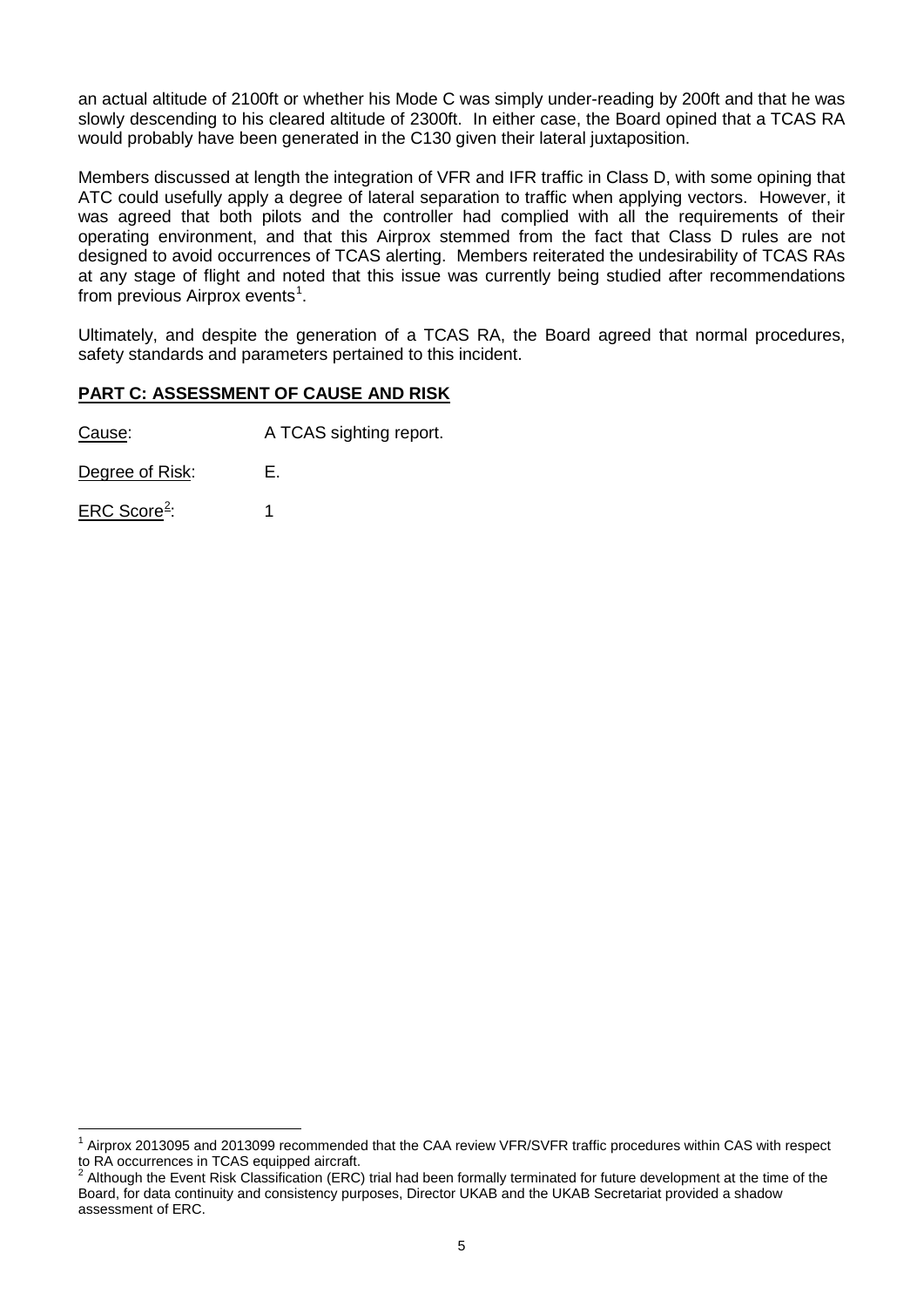an actual altitude of 2100ft or whether his Mode C was simply under-reading by 200ft and that he was slowly descending to his cleared altitude of 2300ft. In either case, the Board opined that a TCAS RA would probably have been generated in the C130 given their lateral juxtaposition.

Members discussed at length the integration of VFR and IFR traffic in Class D, with some opining that ATC could usefully apply a degree of lateral separation to traffic when applying vectors. However, it was agreed that both pilots and the controller had complied with all the requirements of their operating environment, and that this Airprox stemmed from the fact that Class D rules are not designed to avoid occurrences of TCAS alerting. Members reiterated the undesirability of TCAS RAs at any stage of flight and noted that this issue was currently being studied after recommendations from previous Airprox events[1].

Ultimately, and despite the generation of a TCAS RA, the Board agreed that normal procedures, safety standards and parameters pertained to this incident.

## PART C: ASSESSMENT OF CAUSE AND RISK

Cause: A TCAS sighting report.

Degree of Risk: E.

ERC Score[2]: 1

---

[1] Airprox 2013095 and 2013099 recommended that the CAA review VFR/SVFR traffic procedures within CAS with respect to RA occurrences in TCAS equipped aircraft.

[2] Although the Event Risk Classification (ERC) trial had been formally terminated for future development at the time of the Board, for data continuity and consistency purposes, Director UKAB and the UKAB Secretariat provided a shadow assessment of ERC.